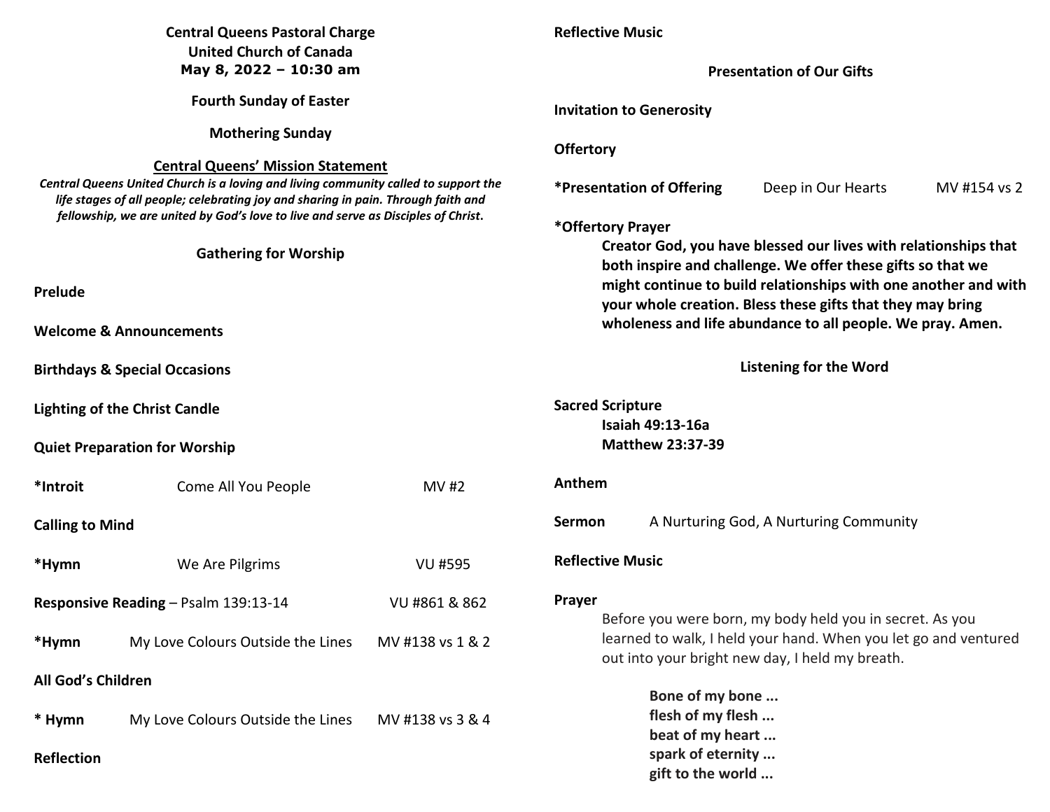**Central Queens Pastoral Charge**
**United Church of Canada**
**May 8, 2022 – 10:30 am**

**Fourth Sunday of Easter**

**Mothering Sunday**

## Central Queens' Mission Statement

***Central Queens United Church is a loving and living community called to support the life stages of all people; celebrating joy and sharing in pain. Through faith and fellowship, we are united by God's love to live and serve as Disciples of Christ.***

## Gathering for Worship

**Prelude**

**Welcome & Announcements**

**Birthdays & Special Occasions**

**Lighting of the Christ Candle**

**Quiet Preparation for Worship**

**\*Introit** Come All You People MV #2

**Calling to Mind**

**\*Hymn** We Are Pilgrims VU #595

**Responsive Reading** – Psalm 139:13-14 VU #861 & 862

**\*Hymn** My Love Colours Outside the Lines MV #138 vs 1 & 2

**All God's Children**

**\* Hymn** My Love Colours Outside the Lines MV #138 vs 3 & 4

**Reflection**

**Reflective Music**

## Presentation of Our Gifts

**Invitation to Generosity**

**Offertory**

**\*Presentation of Offering** Deep in Our Hearts MV #154 vs 2

**\*Offertory Prayer**

> **Creator God, you have blessed our lives with relationships that both inspire and challenge. We offer these gifts so that we might continue to build relationships with one another and with your whole creation. Bless these gifts that they may bring wholeness and life abundance to all people. We pray. Amen.**

## Listening for the Word

**Sacred Scripture**

> **Isaiah 49:13-16a**
> **Matthew 23:37-39**

**Anthem**

**Sermon** A Nurturing God, A Nurturing Community

**Reflective Music**

**Prayer**

> Before you were born, my body held you in secret. As you learned to walk, I held your hand. When you let go and ventured out into your bright new day, I held my breath.
>
> **Bone of my bone ...**
> **flesh of my flesh ...**
> **beat of my heart ...**
> **spark of eternity ...**
> **gift to the world ...**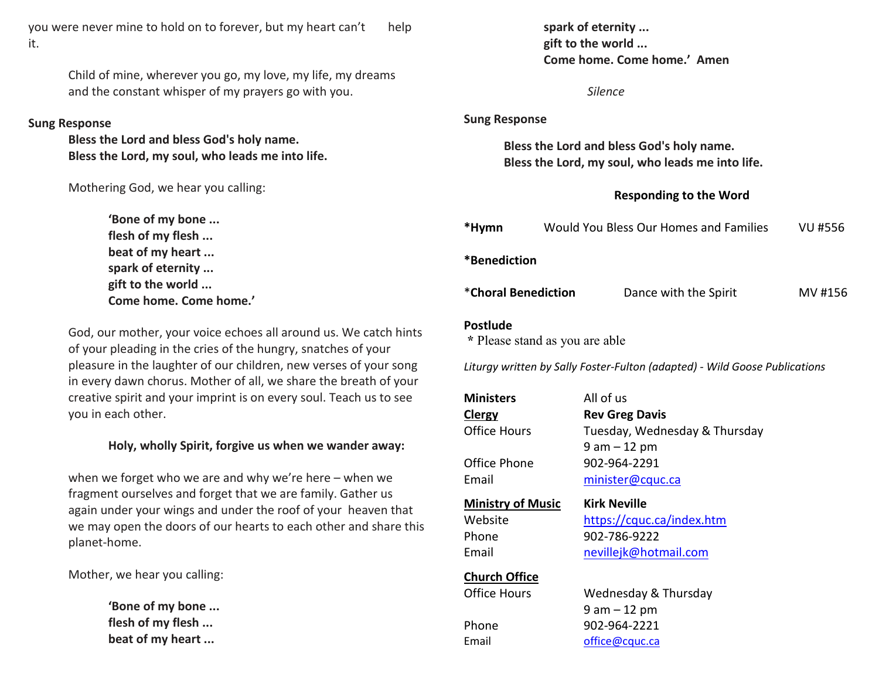you were never mine to hold on to forever, but my heart can't help it.

Child of mine, wherever you go, my love, my life, my dreams and the constant whisper of my prayers go with you.

**Sung Response**

**Bless the Lord and bless God's holy name.**
**Bless the Lord, my soul, who leads me into life.**

Mothering God, we hear you calling:

**'Bone of my bone ...**
**flesh of my flesh ...**
**beat of my heart ...**
**spark of eternity ...**
**gift to the world ...**
**Come home. Come home.'**

God, our mother, your voice echoes all around us. We catch hints of your pleading in the cries of the hungry, snatches of your pleasure in the laughter of our children, new verses of your song in every dawn chorus. Mother of all, we share the breath of your creative spirit and your imprint is on every soul. Teach us to see you in each other.

**Holy, wholly Spirit, forgive us when we wander away:**

when we forget who we are and why we're here – when we fragment ourselves and forget that we are family. Gather us again under your wings and under the roof of your heaven that we may open the doors of our hearts to each other and share this planet-home.

Mother, we hear you calling:

**'Bone of my bone ...**
**flesh of my flesh ...**
**beat of my heart ...**
**spark of eternity ...**
**gift to the world ...**
**Come home. Come home.' Amen**

*Silence*

**Sung Response**

**Bless the Lord and bless God's holy name.**
**Bless the Lord, my soul, who leads me into life.**

**Responding to the Word**

**\*Hymn** Would You Bless Our Homes and Families VU #556

**\*Benediction**

\***Choral Benediction** Dance with the Spirit MV #156

**Postlude**

\* Please stand as you are able

*Liturgy written by Sally Foster-Fulton (adapted) - Wild Goose Publications*

| | |
|---|---|
| **Ministers** | All of us |
| **Clergy** | **Rev Greg Davis** |
| Office Hours | Tuesday, Wednesday & Thursday 9 am – 12 pm |
| Office Phone | 902-964-2291 |
| Email | minister@cquc.ca |
| **Ministry of Music** | **Kirk Neville** |
| Website | https://cquc.ca/index.htm |
| Phone | 902-786-9222 |
| Email | nevillejk@hotmail.com |
| **Church Office** | |
| Office Hours | Wednesday & Thursday 9 am – 12 pm |
| Phone | 902-964-2221 |
| Email | office@cquc.ca |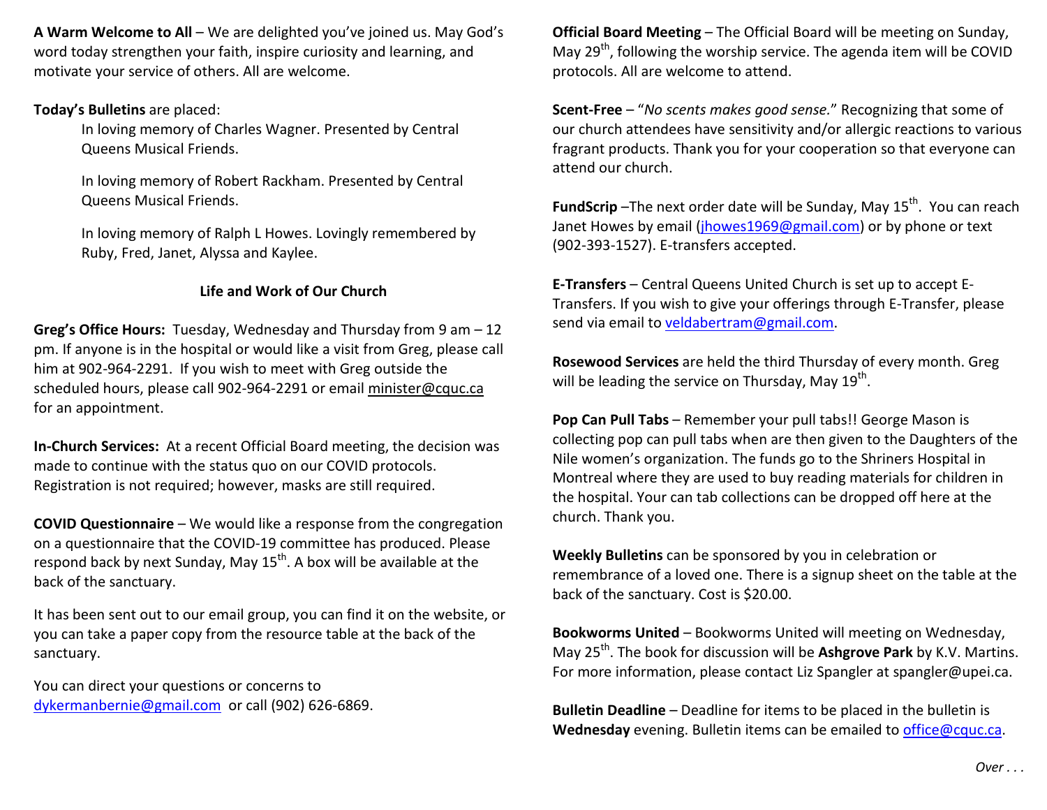**A Warm Welcome to All** – We are delighted you've joined us. May God's word today strengthen your faith, inspire curiosity and learning, and motivate your service of others. All are welcome.

**Today's Bulletins** are placed:

In loving memory of Charles Wagner. Presented by Central Queens Musical Friends.

In loving memory of Robert Rackham. Presented by Central Queens Musical Friends.

In loving memory of Ralph L Howes. Lovingly remembered by Ruby, Fred, Janet, Alyssa and Kaylee.

## Life and Work of Our Church

**Greg's Office Hours:** Tuesday, Wednesday and Thursday from 9 am – 12 pm. If anyone is in the hospital or would like a visit from Greg, please call him at 902-964-2291. If you wish to meet with Greg outside the scheduled hours, please call 902-964-2291 or email minister@cquc.ca for an appointment.

**In-Church Services:** At a recent Official Board meeting, the decision was made to continue with the status quo on our COVID protocols. Registration is not required; however, masks are still required.

**COVID Questionnaire** – We would like a response from the congregation on a questionnaire that the COVID-19 committee has produced. Please respond back by next Sunday, May 15th. A box will be available at the back of the sanctuary.

It has been sent out to our email group, you can find it on the website, or you can take a paper copy from the resource table at the back of the sanctuary.

You can direct your questions or concerns to dykermanbernie@gmail.com or call (902) 626-6869.

**Official Board Meeting** – The Official Board will be meeting on Sunday, May 29th, following the worship service. The agenda item will be COVID protocols. All are welcome to attend.

**Scent-Free** – "*No scents makes good sense.*" Recognizing that some of our church attendees have sensitivity and/or allergic reactions to various fragrant products. Thank you for your cooperation so that everyone can attend our church.

**FundScrip** –The next order date will be Sunday, May 15th. You can reach Janet Howes by email (jhowes1969@gmail.com) or by phone or text (902-393-1527). E-transfers accepted.

**E-Transfers** – Central Queens United Church is set up to accept E-Transfers. If you wish to give your offerings through E-Transfer, please send via email to veldabertram@gmail.com.

**Rosewood Services** are held the third Thursday of every month. Greg will be leading the service on Thursday, May 19th.

**Pop Can Pull Tabs** – Remember your pull tabs!! George Mason is collecting pop can pull tabs when are then given to the Daughters of the Nile women's organization. The funds go to the Shriners Hospital in Montreal where they are used to buy reading materials for children in the hospital. Your can tab collections can be dropped off here at the church. Thank you.

**Weekly Bulletins** can be sponsored by you in celebration or remembrance of a loved one. There is a signup sheet on the table at the back of the sanctuary. Cost is $20.00.

**Bookworms United** – Bookworms United will meeting on Wednesday, May 25th. The book for discussion will be **Ashgrove Park** by K.V. Martins. For more information, please contact Liz Spangler at spangler@upei.ca.

**Bulletin Deadline** – Deadline for items to be placed in the bulletin is **Wednesday** evening. Bulletin items can be emailed to office@cquc.ca.

*Over . . .*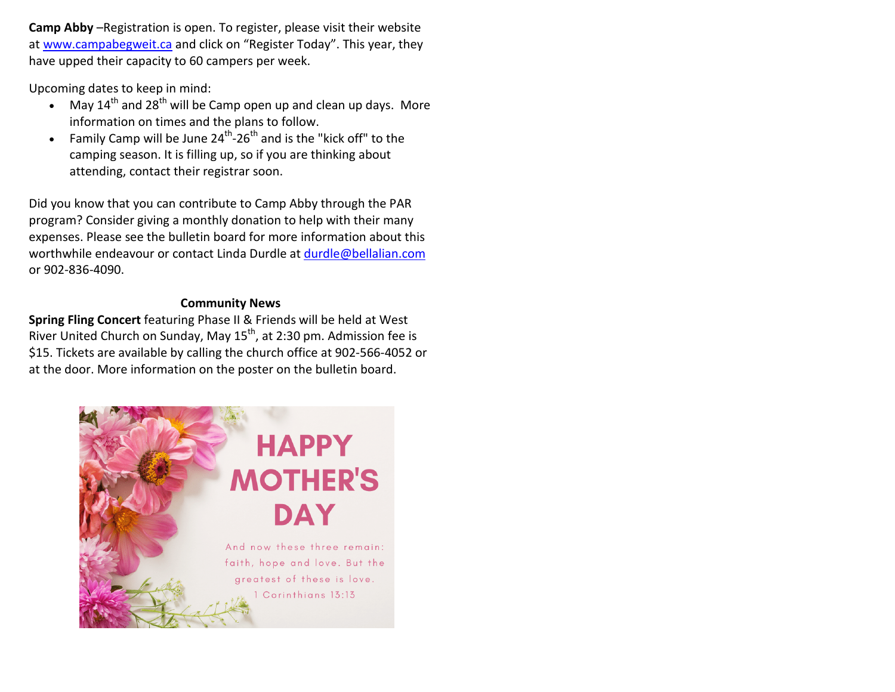**Camp Abby** –Registration is open. To register, please visit their website at www.campabegweit.ca and click on "Register Today". This year, they have upped their capacity to 60 campers per week.

Upcoming dates to keep in mind:

- May 14th and 28th will be Camp open up and clean up days. More information on times and the plans to follow.
- Family Camp will be June 24th-26th and is the "kick off" to the camping season. It is filling up, so if you are thinking about attending, contact their registrar soon.

Did you know that you can contribute to Camp Abby through the PAR program? Consider giving a monthly donation to help with their many expenses. Please see the bulletin board for more information about this worthwhile endeavour or contact Linda Durdle at durdle@bellalian.com or 902-836-4090.

## Community News

**Spring Fling Concert** featuring Phase II & Friends will be held at West River United Church on Sunday, May 15th, at 2:30 pm. Admission fee is $15. Tickets are available by calling the church office at 902-566-4052 or at the door. More information on the poster on the bulletin board.

HAPPY MOTHER'S DAY

And now these three remain: faith, hope and love. But the greatest of these is love.
1 Corinthians 13:13